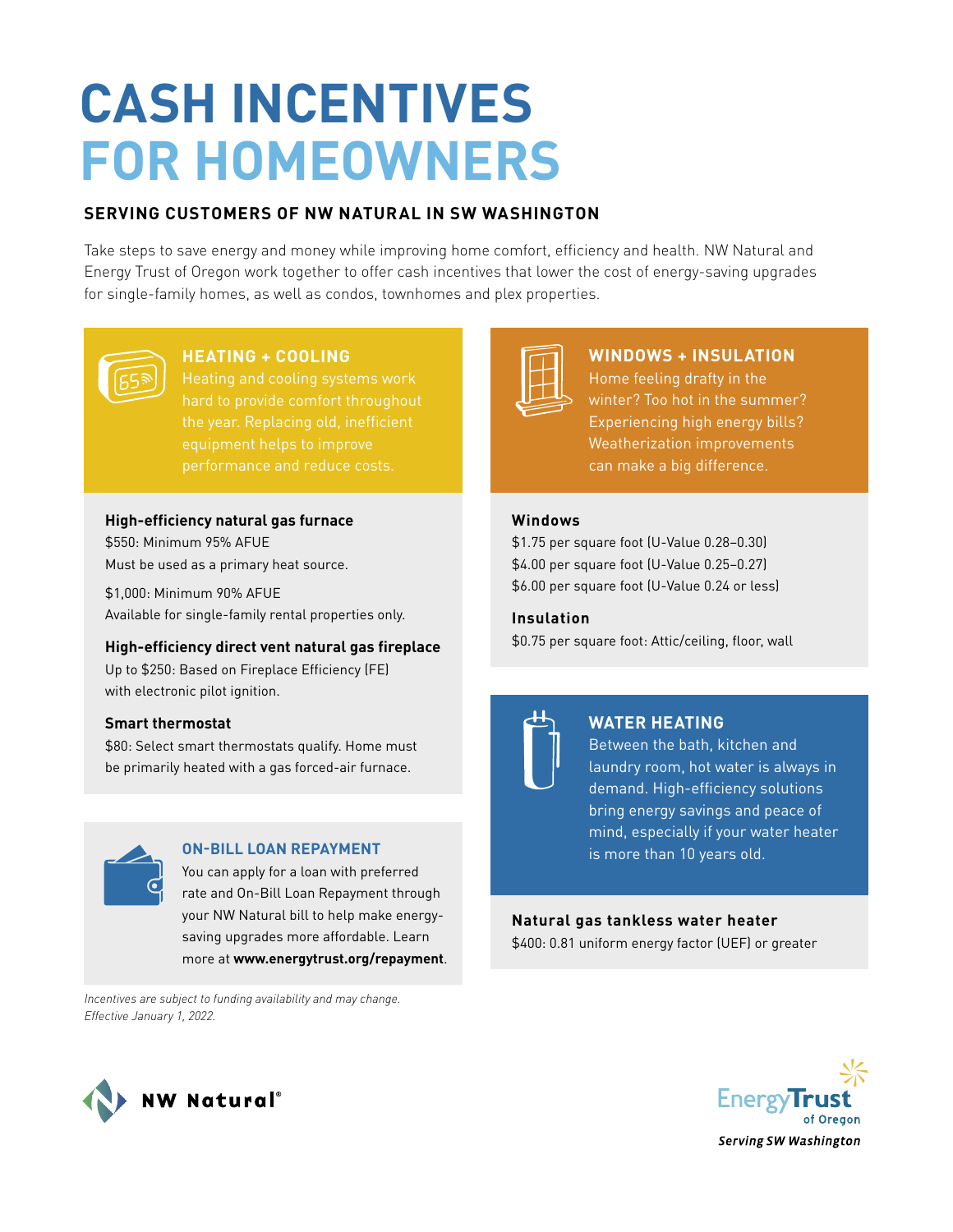# CASH INCENTIVES FOR HOMEOWNERS

**SERVING CUSTOMERS OF NW NATURAL IN SW WASHINGTON**

Take steps to save energy and money while improving home comfort, efficiency and health. NW Natural and Energy Trust of Oregon work together to offer cash incentives that lower the cost of energy-saving upgrades for single-family homes, as well as condos, townhomes and plex properties.

## HEATING + COOLING

Heating and cooling systems work hard to provide comfort throughout the year. Replacing old, inefficient equipment helps to improve performance and reduce costs.

**High-efficiency natural gas furnace**

$550: Minimum 95% AFUE
Must be used as a primary heat source.

$1,000: Minimum 90% AFUE
Available for single-family rental properties only.

**High-efficiency direct vent natural gas fireplace**

Up to $250: Based on Fireplace Efficiency (FE) with electronic pilot ignition.

**Smart thermostat**

$80: Select smart thermostats qualify. Home must be primarily heated with a gas forced-air furnace.

## ON-BILL LOAN REPAYMENT

You can apply for a loan with preferred rate and On-Bill Loan Repayment through your NW Natural bill to help make energy-saving upgrades more affordable. Learn more at **www.energytrust.org/repayment**.

*Incentives are subject to funding availability and may change. Effective January 1, 2022.*

## WINDOWS + INSULATION

Home feeling drafty in the winter? Too hot in the summer? Experiencing high energy bills? Weatherization improvements can make a big difference.

**Windows**

$1.75 per square foot (U-Value 0.28–0.30)
$4.00 per square foot (U-Value 0.25–0.27)
$6.00 per square foot (U-Value 0.24 or less)

**Insulation**

$0.75 per square foot: Attic/ceiling, floor, wall

## WATER HEATING

Between the bath, kitchen and laundry room, hot water is always in demand. High-efficiency solutions bring energy savings and peace of mind, especially if your water heater is more than 10 years old.

**Natural gas tankless water heater**

$400: 0.81 uniform energy factor (UEF) or greater

NW Natural®

Energy Trust of Oregon
*Serving SW Washington*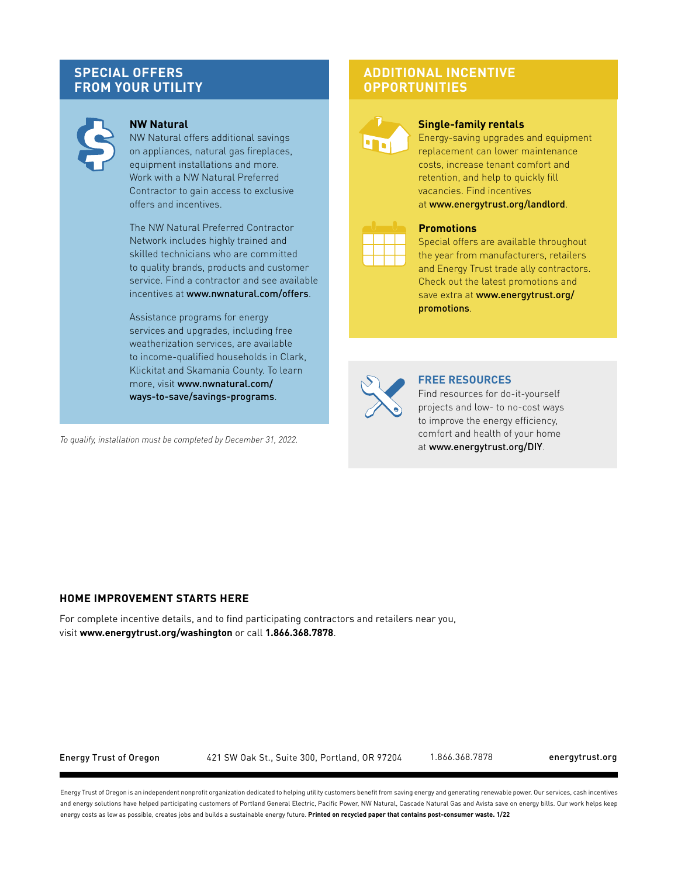## SPECIAL OFFERS FROM YOUR UTILITY

### NW Natural

NW Natural offers additional savings on appliances, natural gas fireplaces, equipment installations and more. Work with a NW Natural Preferred Contractor to gain access to exclusive offers and incentives.

The NW Natural Preferred Contractor Network includes highly trained and skilled technicians who are committed to quality brands, products and customer service. Find a contractor and see available incentives at **www.nwnatural.com/offers**.

Assistance programs for energy services and upgrades, including free weatherization services, are available to income-qualified households in Clark, Klickitat and Skamania County. To learn more, visit **www.nwnatural.com/ways-to-save/savings-programs**.

*To qualify, installation must be completed by December 31, 2022.*

## ADDITIONAL INCENTIVE OPPORTUNITIES

### Single-family rentals

Energy-saving upgrades and equipment replacement can lower maintenance costs, increase tenant comfort and retention, and help to quickly fill vacancies. Find incentives at **www.energytrust.org/landlord**.

### Promotions

Special offers are available throughout the year from manufacturers, retailers and Energy Trust trade ally contractors. Check out the latest promotions and save extra at **www.energytrust.org/promotions**.

## FREE RESOURCES

Find resources for do-it-yourself projects and low- to no-cost ways to improve the energy efficiency, comfort and health of your home at **www.energytrust.org/DIY**.

## HOME IMPROVEMENT STARTS HERE

For complete incentive details, and to find participating contractors and retailers near you, visit **www.energytrust.org/washington** or call **1.866.368.7878**.

Energy Trust of Oregon 421 SW Oak St., Suite 300, Portland, OR 97204 1.866.368.7878 energytrust.org

Energy Trust of Oregon is an independent nonprofit organization dedicated to helping utility customers benefit from saving energy and generating renewable power. Our services, cash incentives and energy solutions have helped participating customers of Portland General Electric, Pacific Power, NW Natural, Cascade Natural Gas and Avista save on energy bills. Our work helps keep energy costs as low as possible, creates jobs and builds a sustainable energy future. **Printed on recycled paper that contains post-consumer waste. 1/22**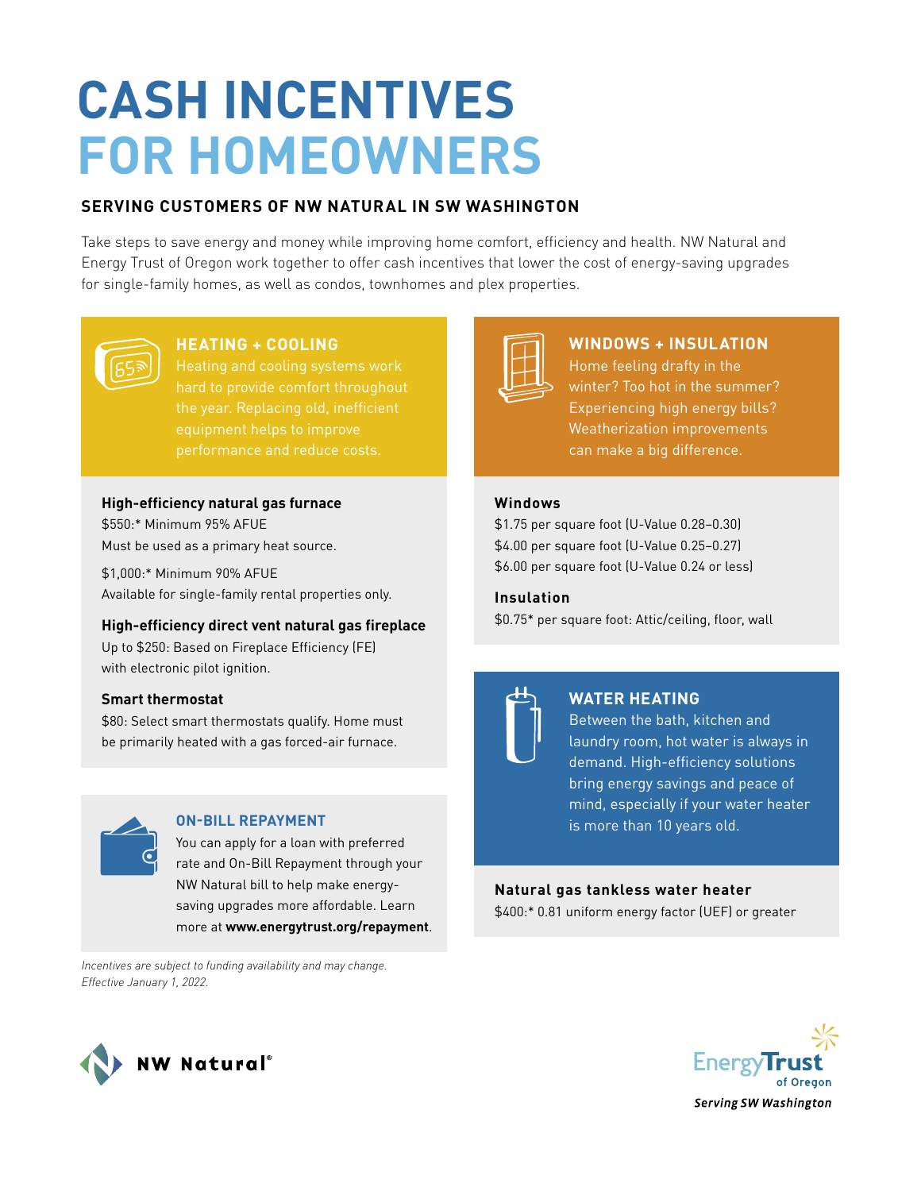# CASH INCENTIVES FOR HOMEOWNERS

## SERVING CUSTOMERS OF NW NATURAL IN SW WASHINGTON

Take steps to save energy and money while improving home comfort, efficiency and health. NW Natural and Energy Trust of Oregon work together to offer cash incentives that lower the cost of energy-saving upgrades for single-family homes, as well as condos, townhomes and plex properties.

### HEATING + COOLING

Heating and cooling systems work hard to provide comfort throughout the year. Replacing old, inefficient equipment helps to improve performance and reduce costs.

**High-efficiency natural gas furnace**

$550:* Minimum 95% AFUE
Must be used as a primary heat source.

$1,000:* Minimum 90% AFUE
Available for single-family rental properties only.

**High-efficiency direct vent natural gas fireplace**

Up to $250: Based on Fireplace Efficiency (FE) with electronic pilot ignition.

**Smart thermostat**

$80: Select smart thermostats qualify. Home must be primarily heated with a gas forced-air furnace.

### ON-BILL REPAYMENT

You can apply for a loan with preferred rate and On-Bill Repayment through your NW Natural bill to help make energy-saving upgrades more affordable. Learn more at **www.energytrust.org/repayment**.

*Incentives are subject to funding availability and may change. Effective January 1, 2022.*

### WINDOWS + INSULATION

Home feeling drafty in the winter? Too hot in the summer? Experiencing high energy bills? Weatherization improvements can make a big difference.

**Windows**

$1.75 per square foot (U-Value 0.28–0.30)
$4.00 per square foot (U-Value 0.25–0.27)
$6.00 per square foot (U-Value 0.24 or less)

**Insulation**

$0.75* per square foot: Attic/ceiling, floor, wall

### WATER HEATING

Between the bath, kitchen and laundry room, hot water is always in demand. High-efficiency solutions bring energy savings and peace of mind, especially if your water heater is more than 10 years old.

**Natural gas tankless water heater**

$400:* 0.81 uniform energy factor (UEF) or greater

NW Natural®

Energy Trust of Oregon
*Serving SW Washington*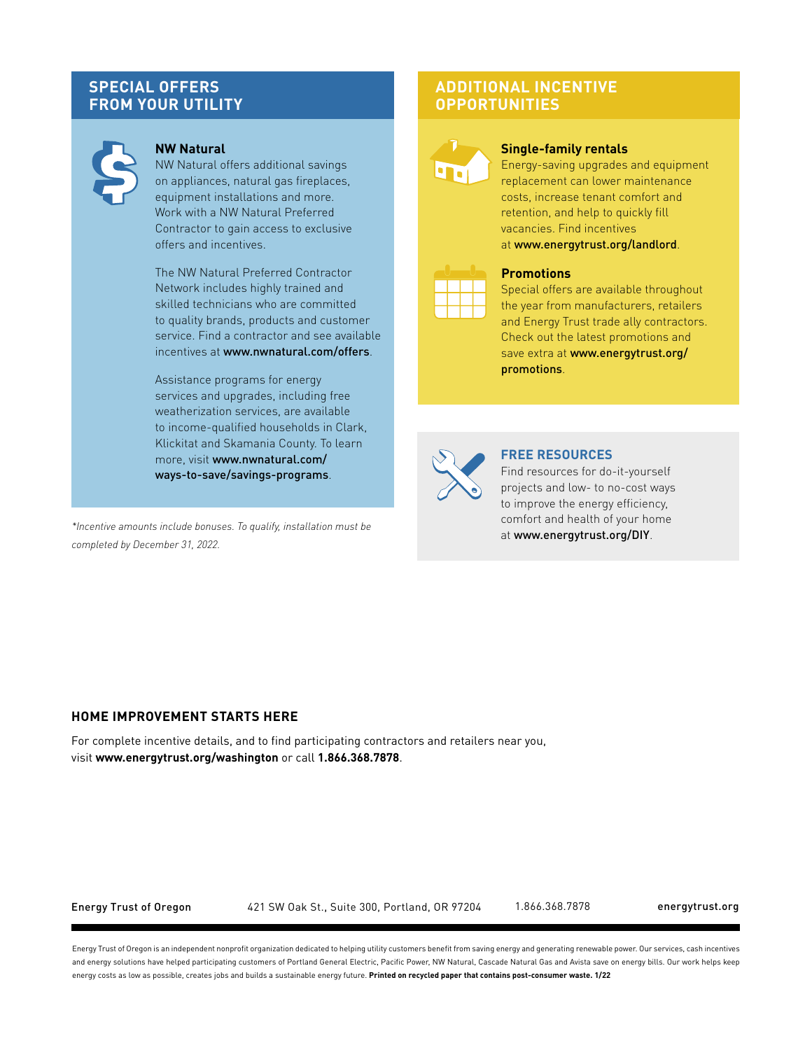## SPECIAL OFFERS FROM YOUR UTILITY

### NW Natural

NW Natural offers additional savings on appliances, natural gas fireplaces, equipment installations and more. Work with a NW Natural Preferred Contractor to gain access to exclusive offers and incentives.

The NW Natural Preferred Contractor Network includes highly trained and skilled technicians who are committed to quality brands, products and customer service. Find a contractor and see available incentives at **www.nwnatural.com/offers**.

Assistance programs for energy services and upgrades, including free weatherization services, are available to income-qualified households in Clark, Klickitat and Skamania County. To learn more, visit **www.nwnatural.com/ways-to-save/savings-programs**.

*\*Incentive amounts include bonuses. To qualify, installation must be completed by December 31, 2022.*

## ADDITIONAL INCENTIVE OPPORTUNITIES

### Single-family rentals

Energy-saving upgrades and equipment replacement can lower maintenance costs, increase tenant comfort and retention, and help to quickly fill vacancies. Find incentives at **www.energytrust.org/landlord**.

### Promotions

Special offers are available throughout the year from manufacturers, retailers and Energy Trust trade ally contractors. Check out the latest promotions and save extra at **www.energytrust.org/promotions**.

### FREE RESOURCES

Find resources for do-it-yourself projects and low- to no-cost ways to improve the energy efficiency, comfort and health of your home at **www.energytrust.org/DIY**.

## HOME IMPROVEMENT STARTS HERE

For complete incentive details, and to find participating contractors and retailers near you, visit **www.energytrust.org/washington** or call **1.866.368.7878**.

**Energy Trust of Oregon** 421 SW Oak St., Suite 300, Portland, OR 97204 1.866.368.7878 **energytrust.org**

Energy Trust of Oregon is an independent nonprofit organization dedicated to helping utility customers benefit from saving energy and generating renewable power. Our services, cash incentives and energy solutions have helped participating customers of Portland General Electric, Pacific Power, NW Natural, Cascade Natural Gas and Avista save on energy bills. Our work helps keep energy costs as low as possible, creates jobs and builds a sustainable energy future. **Printed on recycled paper that contains post-consumer waste. 1/22**